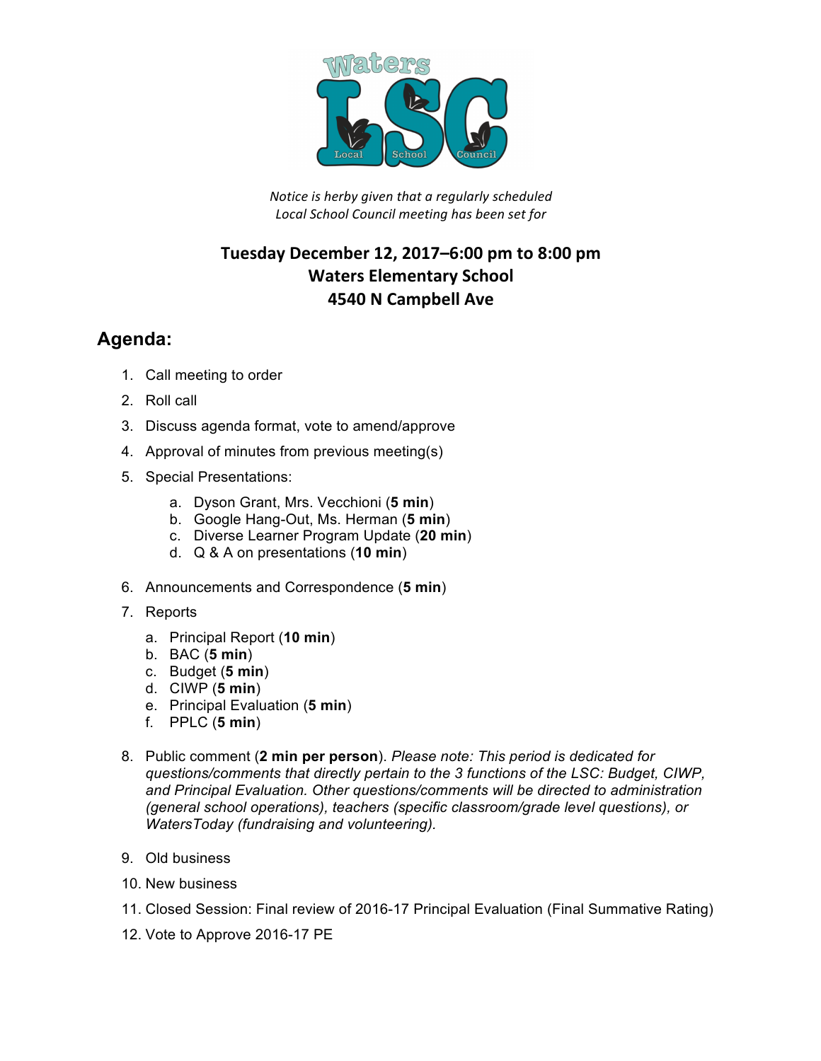Waters LSC — Local School Council

*Notice is herby given that a regularly scheduled Local School Council meeting has been set for*

**Tuesday December 12, 2017–6:00 pm to 8:00 pm**
**Waters Elementary School**
**4540 N Campbell Ave**

## Agenda:

1. Call meeting to order
2. Roll call
3. Discuss agenda format, vote to amend/approve
4. Approval of minutes from previous meeting(s)
5. Special Presentations:
   a. Dyson Grant, Mrs. Vecchioni (**5 min**)
   b. Google Hang-Out, Ms. Herman (**5 min**)
   c. Diverse Learner Program Update (**20 min**)
   d. Q & A on presentations (**10 min**)
6. Announcements and Correspondence (**5 min**)
7. Reports
   a. Principal Report (**10 min**)
   b. BAC (**5 min**)
   c. Budget (**5 min**)
   d. CIWP (**5 min**)
   e. Principal Evaluation (**5 min**)
   f. PPLC (**5 min**)
8. Public comment (**2 min per person**). *Please note: This period is dedicated for questions/comments that directly pertain to the 3 functions of the LSC: Budget, CIWP, and Principal Evaluation. Other questions/comments will be directed to administration (general school operations), teachers (specific classroom/grade level questions), or WatersToday (fundraising and volunteering).*
9. Old business
10. New business
11. Closed Session: Final review of 2016-17 Principal Evaluation (Final Summative Rating)
12. Vote to Approve 2016-17 PE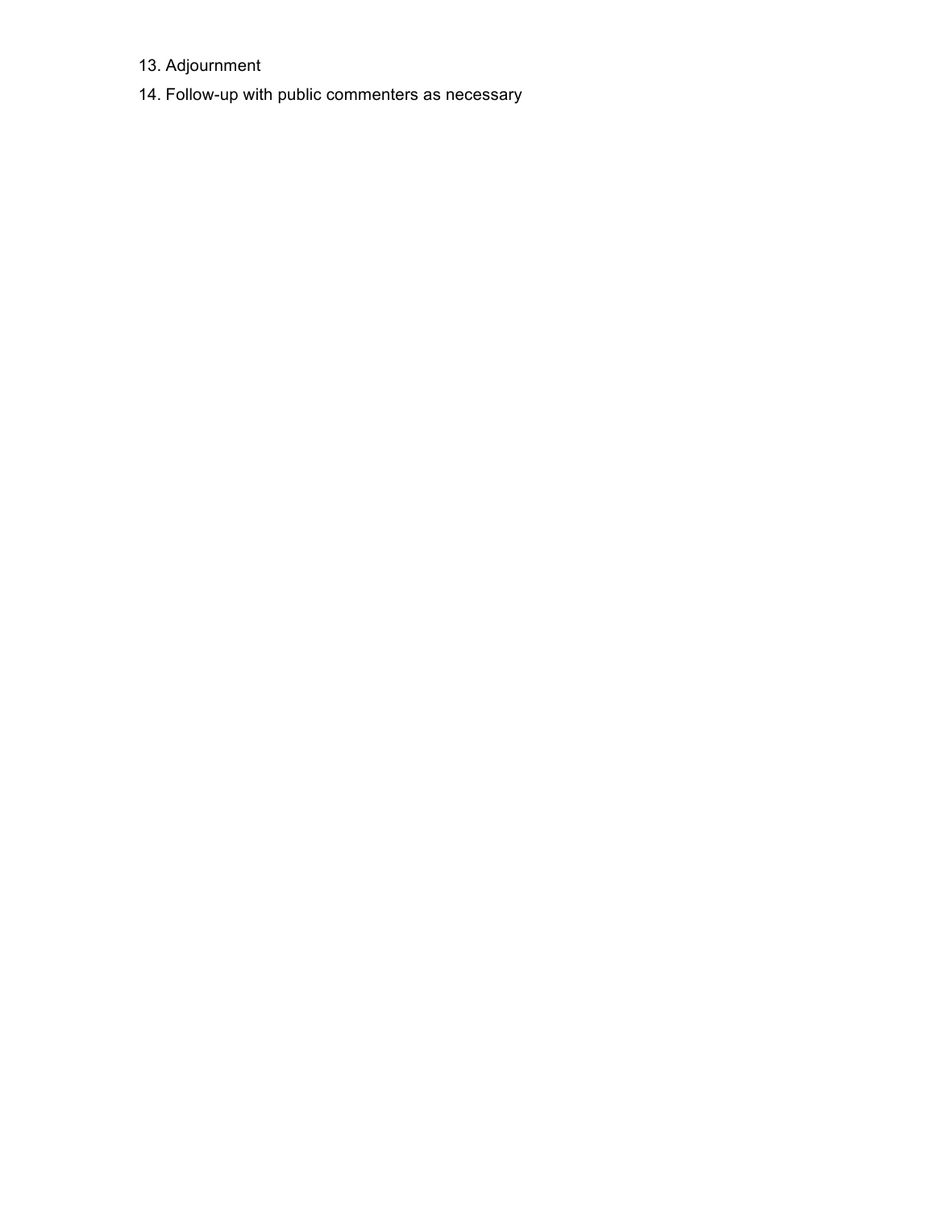13. Adjournment
14. Follow-up with public commenters as necessary